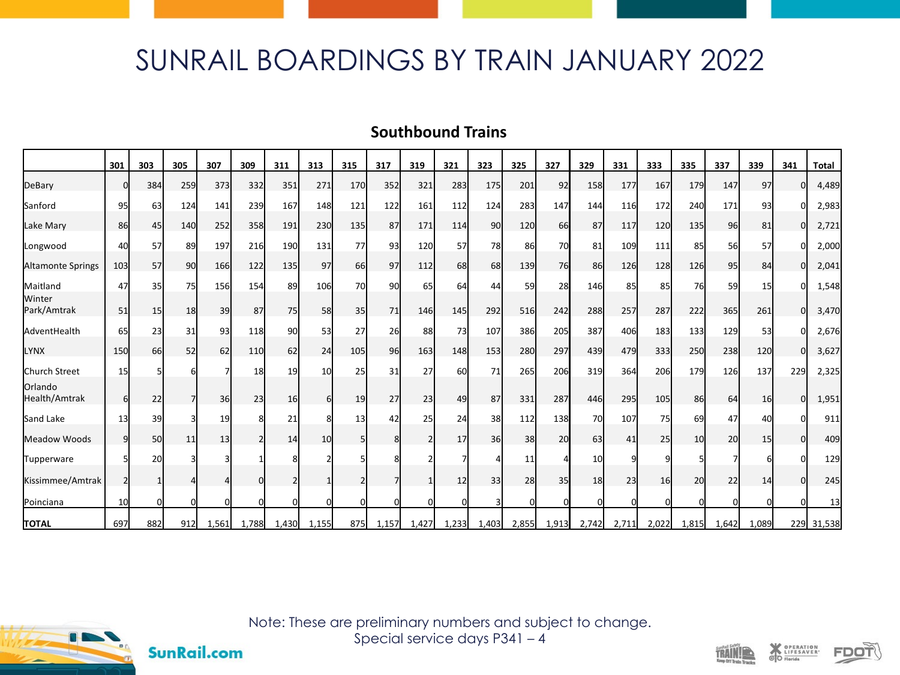# SUNRAIL BOARDINGS BY TRAIN JANUARY 2022

## Southbound Trains

| | 301 | 303 | 305 | 307 | 309 | 311 | 313 | 315 | 317 | 319 | 321 | 323 | 325 | 327 | 329 | 331 | 333 | 335 | 337 | 339 | 341 | Total |
|---|---|---|---|---|---|---|---|---|---|---|---|---|---|---|---|---|---|---|---|---|---|---|
| DeBary | 0 | 384 | 259 | 373 | 332 | 351 | 271 | 170 | 352 | 321 | 283 | 175 | 201 | 92 | 158 | 177 | 167 | 179 | 147 | 97 | 0 | 4,489 |
| Sanford | 95 | 63 | 124 | 141 | 239 | 167 | 148 | 121 | 122 | 161 | 112 | 124 | 283 | 147 | 144 | 116 | 172 | 240 | 171 | 93 | 0 | 2,983 |
| Lake Mary | 86 | 45 | 140 | 252 | 358 | 191 | 230 | 135 | 87 | 171 | 114 | 90 | 120 | 66 | 87 | 117 | 120 | 135 | 96 | 81 | 0 | 2,721 |
| Longwood | 40 | 57 | 89 | 197 | 216 | 190 | 131 | 77 | 93 | 120 | 57 | 78 | 86 | 70 | 81 | 109 | 111 | 85 | 56 | 57 | 0 | 2,000 |
| Altamonte Springs | 103 | 57 | 90 | 166 | 122 | 135 | 97 | 66 | 97 | 112 | 68 | 68 | 139 | 76 | 86 | 126 | 128 | 126 | 95 | 84 | 0 | 2,041 |
| Maitland | 47 | 35 | 75 | 156 | 154 | 89 | 106 | 70 | 90 | 65 | 64 | 44 | 59 | 28 | 146 | 85 | 85 | 76 | 59 | 15 | 0 | 1,548 |
| Winter Park/Amtrak | 51 | 15 | 18 | 39 | 87 | 75 | 58 | 35 | 71 | 146 | 145 | 292 | 516 | 242 | 288 | 257 | 287 | 222 | 365 | 261 | 0 | 3,470 |
| AdventHealth | 65 | 23 | 31 | 93 | 118 | 90 | 53 | 27 | 26 | 88 | 73 | 107 | 386 | 205 | 387 | 406 | 183 | 133 | 129 | 53 | 0 | 2,676 |
| LYNX | 150 | 66 | 52 | 62 | 110 | 62 | 24 | 105 | 96 | 163 | 148 | 153 | 280 | 297 | 439 | 479 | 333 | 250 | 238 | 120 | 0 | 3,627 |
| Church Street | 15 | 5 | 6 | 7 | 18 | 19 | 10 | 25 | 31 | 27 | 60 | 71 | 265 | 206 | 319 | 364 | 206 | 179 | 126 | 137 | 229 | 2,325 |
| Orlando Health/Amtrak | 6 | 22 | 7 | 36 | 23 | 16 | 6 | 19 | 27 | 23 | 49 | 87 | 331 | 287 | 446 | 295 | 105 | 86 | 64 | 16 | 0 | 1,951 |
| Sand Lake | 13 | 39 | 3 | 19 | 8 | 21 | 8 | 13 | 42 | 25 | 24 | 38 | 112 | 138 | 70 | 107 | 75 | 69 | 47 | 40 | 0 | 911 |
| Meadow Woods | 9 | 50 | 11 | 13 | 2 | 14 | 10 | 5 | 8 | 2 | 17 | 36 | 38 | 20 | 63 | 41 | 25 | 10 | 20 | 15 | 0 | 409 |
| Tupperware | 5 | 20 | 3 | 3 | 1 | 8 | 2 | 5 | 8 | 2 | 7 | 4 | 11 | 4 | 10 | 9 | 9 | 5 | 7 | 6 | 0 | 129 |
| Kissimmee/Amtrak | 2 | 1 | 4 | 4 | 0 | 2 | 1 | 2 | 7 | 1 | 12 | 33 | 28 | 35 | 18 | 23 | 16 | 20 | 22 | 14 | 0 | 245 |
| Poinciana | 10 | 0 | 0 | 0 | 0 | 0 | 0 | 0 | 0 | 0 | 0 | 3 | 0 | 0 | 0 | 0 | 0 | 0 | 0 | 0 | 0 | 13 |
| **TOTAL** | 697 | 882 | 912 | 1,561 | 1,788 | 1,430 | 1,155 | 875 | 1,157 | 1,427 | 1,233 | 1,403 | 2,855 | 1,913 | 2,742 | 2,711 | 2,022 | 1,815 | 1,642 | 1,089 | 229 | 31,538 |

Note: These are preliminary numbers and subject to change.
Special service days P341 – 4

SunRail.com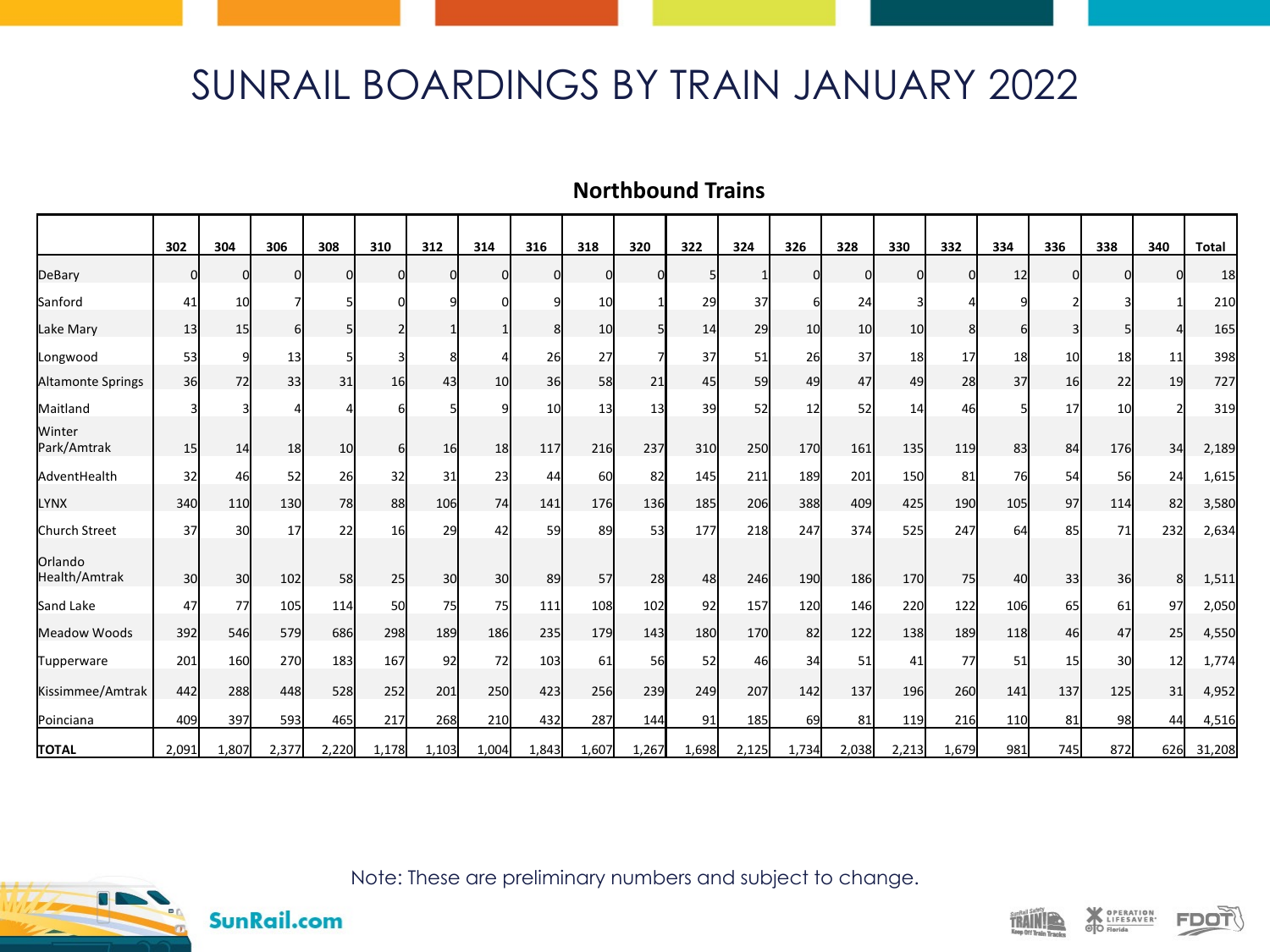# SUNRAIL BOARDINGS BY TRAIN JANUARY 2022

## Northbound Trains

| | 302 | 304 | 306 | 308 | 310 | 312 | 314 | 316 | 318 | 320 | 322 | 324 | 326 | 328 | 330 | 332 | 334 | 336 | 338 | 340 | Total |
|---|---|---|---|---|---|---|---|---|---|---|---|---|---|---|---|---|---|---|---|---|---|
| DeBary | 0 | 0 | 0 | 0 | 0 | 0 | 0 | 0 | 0 | 0 | 5 | 1 | 0 | 0 | 0 | 0 | 12 | 0 | 0 | 0 | 18 |
| Sanford | 41 | 10 | 7 | 5 | 0 | 9 | 0 | 9 | 10 | 1 | 29 | 37 | 6 | 24 | 3 | 4 | 9 | 2 | 3 | 1 | 210 |
| Lake Mary | 13 | 15 | 6 | 5 | 2 | 1 | 1 | 8 | 10 | 5 | 14 | 29 | 10 | 10 | 10 | 8 | 6 | 3 | 5 | 4 | 165 |
| Longwood | 53 | 9 | 13 | 5 | 3 | 8 | 4 | 26 | 27 | 7 | 37 | 51 | 26 | 37 | 18 | 17 | 18 | 10 | 18 | 11 | 398 |
| Altamonte Springs | 36 | 72 | 33 | 31 | 16 | 43 | 10 | 36 | 58 | 21 | 45 | 59 | 49 | 47 | 49 | 28 | 37 | 16 | 22 | 19 | 727 |
| Maitland | 3 | 3 | 4 | 4 | 6 | 5 | 9 | 10 | 13 | 13 | 39 | 52 | 12 | 52 | 14 | 46 | 5 | 17 | 10 | 2 | 319 |
| Winter Park/Amtrak | 15 | 14 | 18 | 10 | 6 | 16 | 18 | 117 | 216 | 237 | 310 | 250 | 170 | 161 | 135 | 119 | 83 | 84 | 176 | 34 | 2,189 |
| AdventHealth | 32 | 46 | 52 | 26 | 32 | 31 | 23 | 44 | 60 | 82 | 145 | 211 | 189 | 201 | 150 | 81 | 76 | 54 | 56 | 24 | 1,615 |
| LYNX | 340 | 110 | 130 | 78 | 88 | 106 | 74 | 141 | 176 | 136 | 185 | 206 | 388 | 409 | 425 | 190 | 105 | 97 | 114 | 82 | 3,580 |
| Church Street | 37 | 30 | 17 | 22 | 16 | 29 | 42 | 59 | 89 | 53 | 177 | 218 | 247 | 374 | 525 | 247 | 64 | 85 | 71 | 232 | 2,634 |
| Orlando Health/Amtrak | 30 | 30 | 102 | 58 | 25 | 30 | 30 | 89 | 57 | 28 | 48 | 246 | 190 | 186 | 170 | 75 | 40 | 33 | 36 | 8 | 1,511 |
| Sand Lake | 47 | 77 | 105 | 114 | 50 | 75 | 75 | 111 | 108 | 102 | 92 | 157 | 120 | 146 | 220 | 122 | 106 | 65 | 61 | 97 | 2,050 |
| Meadow Woods | 392 | 546 | 579 | 686 | 298 | 189 | 186 | 235 | 179 | 143 | 180 | 170 | 82 | 122 | 138 | 189 | 118 | 46 | 47 | 25 | 4,550 |
| Tupperware | 201 | 160 | 270 | 183 | 167 | 92 | 72 | 103 | 61 | 56 | 52 | 46 | 34 | 51 | 41 | 77 | 51 | 15 | 30 | 12 | 1,774 |
| Kissimmee/Amtrak | 442 | 288 | 448 | 528 | 252 | 201 | 250 | 423 | 256 | 239 | 249 | 207 | 142 | 137 | 196 | 260 | 141 | 137 | 125 | 31 | 4,952 |
| Poinciana | 409 | 397 | 593 | 465 | 217 | 268 | 210 | 432 | 287 | 144 | 91 | 185 | 69 | 81 | 119 | 216 | 110 | 81 | 98 | 44 | 4,516 |
| **TOTAL** | 2,091 | 1,807 | 2,377 | 2,220 | 1,178 | 1,103 | 1,004 | 1,843 | 1,607 | 1,267 | 1,698 | 2,125 | 1,734 | 2,038 | 2,213 | 1,679 | 981 | 745 | 872 | 626 | 31,208 |

Note: These are preliminary numbers and subject to change.

SunRail.com